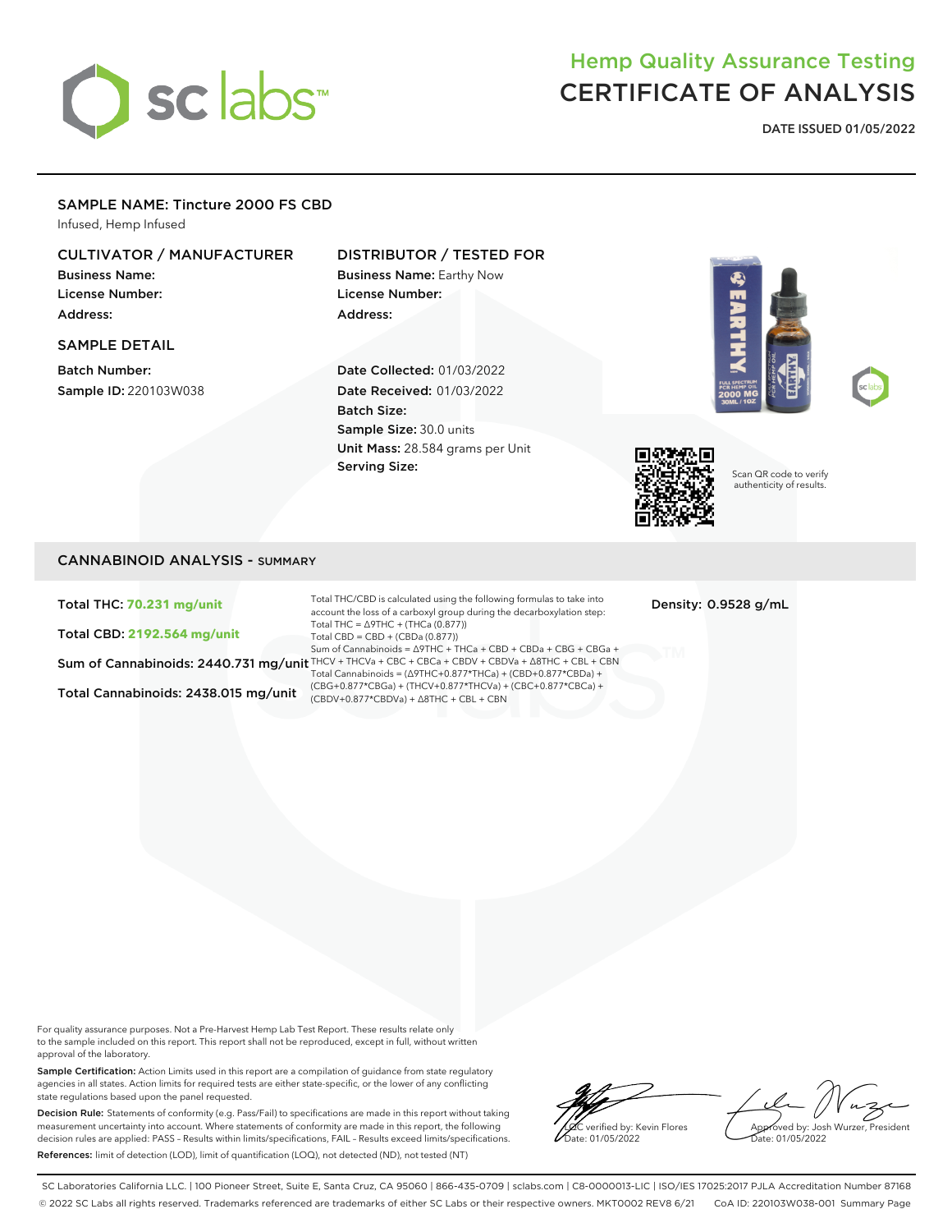# Hemp Quality Assurance Testing
# CERTIFICATE OF ANALYSIS

**DATE ISSUED 01/05/2022**

## SAMPLE NAME: Tincture 2000 FS CBD

Infused, Hemp Infused

### CULTIVATOR / MANUFACTURER

**Business Name:**
**License Number:**
**Address:**

### DISTRIBUTOR / TESTED FOR

**Business Name:** Earthy Now
**License Number:**
**Address:**

### SAMPLE DETAIL

**Batch Number:**
**Sample ID:** 220103W038

**Date Collected:** 01/03/2022
**Date Received:** 01/03/2022
**Batch Size:**
**Sample Size:** 30.0 units
**Unit Mass:** 28.584 grams per Unit
**Serving Size:**

Scan QR code to verify authenticity of results.

## CANNABINOID ANALYSIS - SUMMARY

**Total THC: 70.231 mg/unit**

**Total CBD: 2192.564 mg/unit**

**Sum of Cannabinoids: 2440.731 mg/unit**

**Total Cannabinoids: 2438.015 mg/unit**

**Density: 0.9528 g/mL**

Total THC/CBD is calculated using the following formulas to take into account the loss of a carboxyl group during the decarboxylation step:
Total THC = Δ9THC + (THCa (0.877))
Total CBD = CBD + (CBDa (0.877))
Sum of Cannabinoids = Δ9THC + THCa + CBD + CBDa + CBG + CBGa + THCV + THCVa + CBC + CBCa + CBDV + CBDVa + Δ8THC + CBL + CBN
Total Cannabinoids = (Δ9THC+0.877*THCa) + (CBD+0.877*CBDa) + (CBG+0.877*CBGa) + (THCV+0.877*THCVa) + (CBC+0.877*CBCa) + (CBDV+0.877*CBDVa) + Δ8THC + CBL + CBN

For quality assurance purposes. Not a Pre-Harvest Hemp Lab Test Report. These results relate only to the sample included on this report. This report shall not be reproduced, except in full, without written approval of the laboratory.

**Sample Certification:** Action Limits used in this report are a compilation of guidance from state regulatory agencies in all states. Action limits for required tests are either state-specific, or the lower of any conflicting state regulations based upon the panel requested.

**Decision Rule:** Statements of conformity (e.g. Pass/Fail) to specifications are made in this report without taking measurement uncertainty into account. Where statements of conformity are made in this report, the following decision rules are applied: PASS – Results within limits/specifications, FAIL – Results exceed limits/specifications.

**References:** limit of detection (LOD), limit of quantification (LOQ), not detected (ND), not tested (NT)

LQC verified by: Kevin Flores
Date: 01/05/2022

Approved by: Josh Wurzer, President
Date: 01/05/2022

SC Laboratories California LLC. | 100 Pioneer Street, Suite E, Santa Cruz, CA 95060 | 866-435-0709 | sclabs.com | C8-0000013-LIC | ISO/IES 17025:2017 PJLA Accreditation Number 87168
© 2022 SC Labs all rights reserved. Trademarks referenced are trademarks of either SC Labs or their respective owners. MKT0002 REV8 6/21 CoA ID: 220103W038-001 Summary Page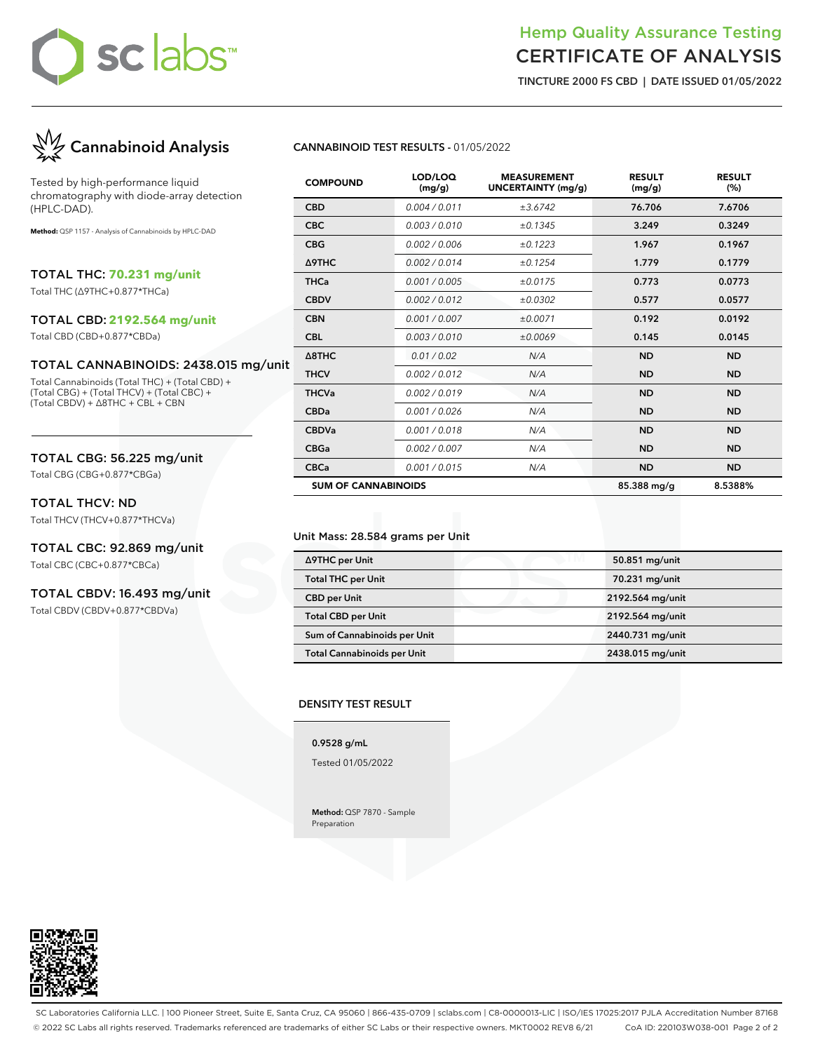# Hemp Quality Assurance Testing
# CERTIFICATE OF ANALYSIS

**TINCTURE 2000 FS CBD | DATE ISSUED 01/05/2022**

## Cannabinoid Analysis

Tested by high-performance liquid chromatography with diode-array detection (HPLC-DAD).

**Method:** QSP 1157 - Analysis of Cannabinoids by HPLC-DAD

### TOTAL THC: 70.231 mg/unit

Total THC (Δ9THC+0.877*THCa)

### TOTAL CBD: 2192.564 mg/unit

Total CBD (CBD+0.877*CBDa)

### TOTAL CANNABINOIDS: 2438.015 mg/unit

Total Cannabinoids (Total THC) + (Total CBD) + (Total CBG) + (Total THCV) + (Total CBC) + (Total CBDV) + Δ8THC + CBL + CBN

### TOTAL CBG: 56.225 mg/unit

Total CBG (CBG+0.877*CBGa)

### TOTAL THCV: ND

Total THCV (THCV+0.877*THCVa)

### TOTAL CBC: 92.869 mg/unit

Total CBC (CBC+0.877*CBCa)

### TOTAL CBDV: 16.493 mg/unit

Total CBDV (CBDV+0.877*CBDVa)

**CANNABINOID TEST RESULTS** - 01/05/2022

| COMPOUND | LOD/LOQ (mg/g) | MEASUREMENT UNCERTAINTY (mg/g) | RESULT (mg/g) | RESULT (%) |
|---|---|---|---|---|
| CBD | 0.004 / 0.011 | ±3.6742 | 76.706 | 7.6706 |
| CBC | 0.003 / 0.010 | ±0.1345 | 3.249 | 0.3249 |
| CBG | 0.002 / 0.006 | ±0.1223 | 1.967 | 0.1967 |
| Δ9THC | 0.002 / 0.014 | ±0.1254 | 1.779 | 0.1779 |
| THCa | 0.001 / 0.005 | ±0.0175 | 0.773 | 0.0773 |
| CBDV | 0.002 / 0.012 | ±0.0302 | 0.577 | 0.0577 |
| CBN | 0.001 / 0.007 | ±0.0071 | 0.192 | 0.0192 |
| CBL | 0.003 / 0.010 | ±0.0069 | 0.145 | 0.0145 |
| Δ8THC | 0.01 / 0.02 | N/A | ND | ND |
| THCV | 0.002 / 0.012 | N/A | ND | ND |
| THCVa | 0.002 / 0.019 | N/A | ND | ND |
| CBDa | 0.001 / 0.026 | N/A | ND | ND |
| CBDVa | 0.001 / 0.018 | N/A | ND | ND |
| CBGa | 0.002 / 0.007 | N/A | ND | ND |
| CBCa | 0.001 / 0.015 | N/A | ND | ND |
| **SUM OF CANNABINOIDS** | | | 85.388 mg/g | 8.5388% |

Unit Mass: 28.584 grams per Unit

| | |
|---|---|
| Δ9THC per Unit | 50.851 mg/unit |
| Total THC per Unit | 70.231 mg/unit |
| CBD per Unit | 2192.564 mg/unit |
| Total CBD per Unit | 2192.564 mg/unit |
| Sum of Cannabinoids per Unit | 2440.731 mg/unit |
| Total Cannabinoids per Unit | 2438.015 mg/unit |

**DENSITY TEST RESULT**

**0.9528 g/mL**

Tested 01/05/2022

**Method:** QSP 7870 - Sample Preparation

SC Laboratories California LLC. | 100 Pioneer Street, Suite E, Santa Cruz, CA 95060 | 866-435-0709 | sclabs.com | C8-0000013-LIC | ISO/IES 17025:2017 PJLA Accreditation Number 87168
© 2022 SC Labs all rights reserved. Trademarks referenced are trademarks of either SC Labs or their respective owners. MKT0002 REV8 6/21 CoA ID: 220103W038-001